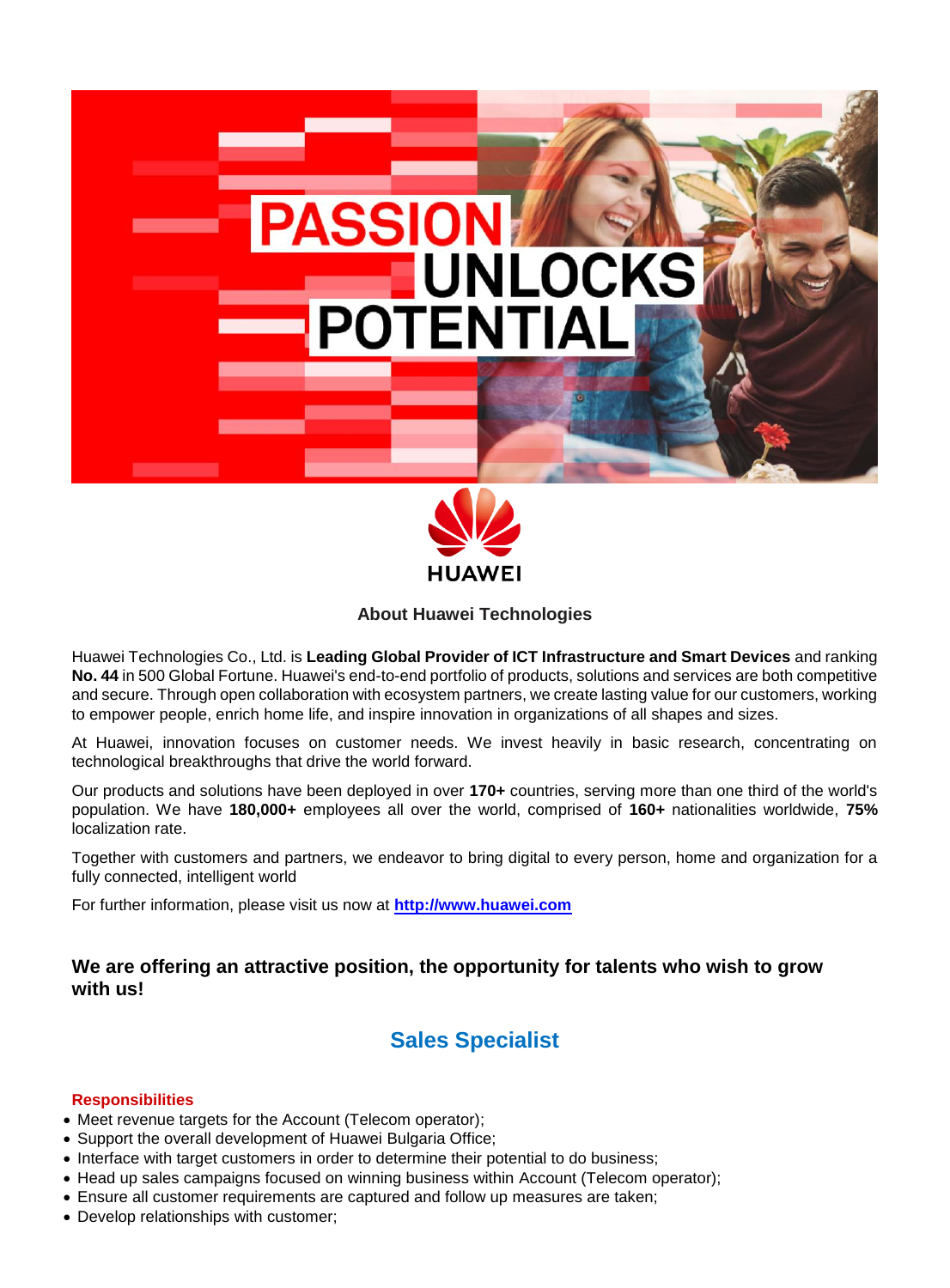## About Huawei Technologies

Huawei Technologies Co., Ltd. is **Leading Global Provider of ICT Infrastructure and Smart Devices** and ranking **No. 44** in 500 Global Fortune. Huawei's end-to-end portfolio of products, solutions and services are both competitive and secure. Through open collaboration with ecosystem partners, we create lasting value for our customers, working to empower people, enrich home life, and inspire innovation in organizations of all shapes and sizes.

At Huawei, innovation focuses on customer needs. We invest heavily in basic research, concentrating on technological breakthroughs that drive the world forward.

Our products and solutions have been deployed in over **170+** countries, serving more than one third of the world's population. We have **180,000+** employees all over the world, comprised of **160+** nationalities worldwide, **75%** localization rate.

Together with customers and partners, we endeavor to bring digital to every person, home and organization for a fully connected, intelligent world

For further information, please visit us now at **http://www.huawei.com**

### We are offering an attractive position, the opportunity for talents who wish to grow with us!

## Sales Specialist

**Responsibilities**

- Meet revenue targets for the Account (Telecom operator);
- Support the overall development of Huawei Bulgaria Office;
- Interface with target customers in order to determine their potential to do business;
- Head up sales campaigns focused on winning business within Account (Telecom operator);
- Ensure all customer requirements are captured and follow up measures are taken;
- Develop relationships with customer;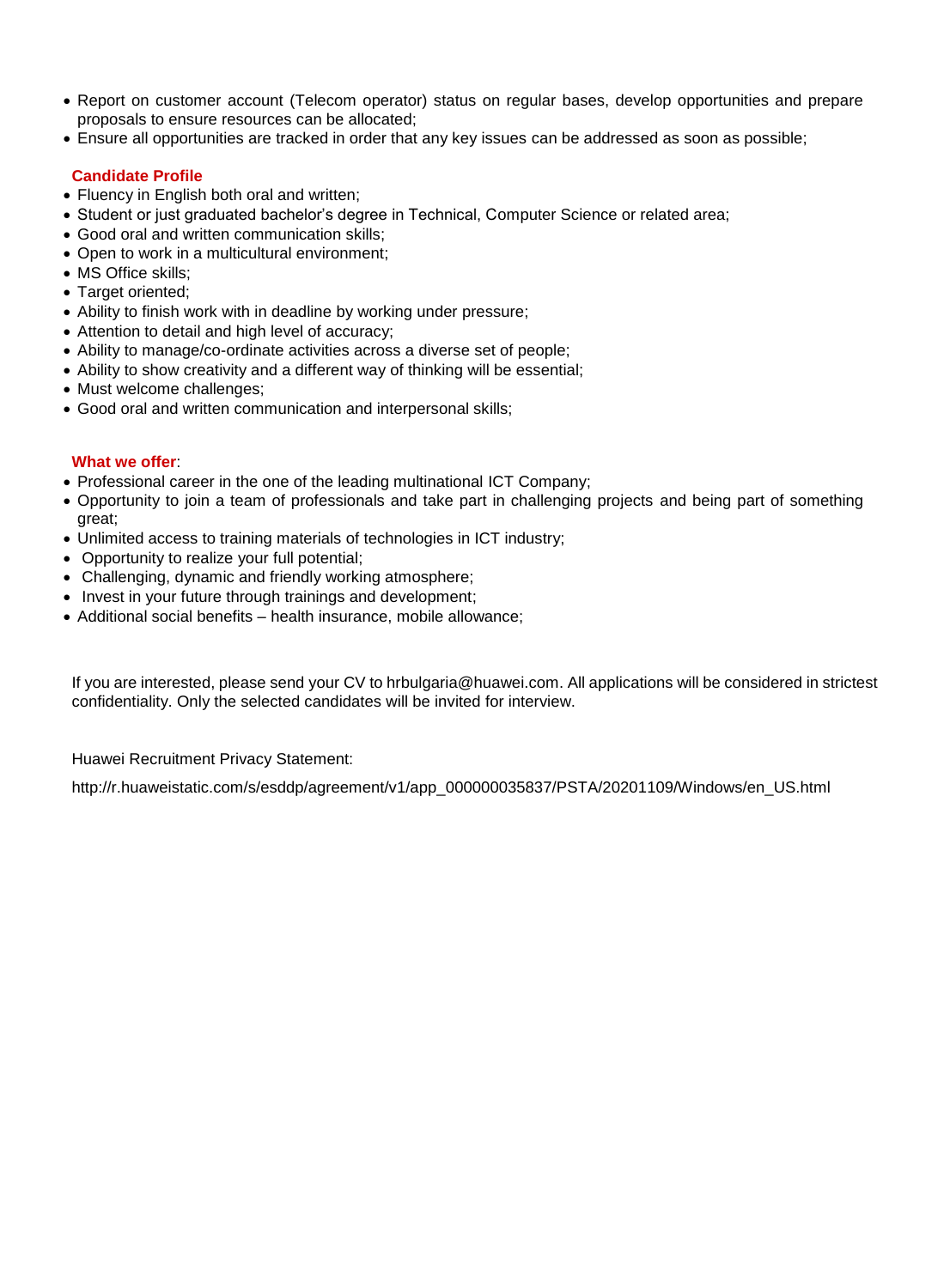- Report on customer account (Telecom operator) status on regular bases, develop opportunities and prepare proposals to ensure resources can be allocated;
- Ensure all opportunities are tracked in order that any key issues can be addressed as soon as possible;

**Candidate Profile**

- Fluency in English both oral and written;
- Student or just graduated bachelor's degree in Technical, Computer Science or related area;
- Good oral and written communication skills;
- Open to work in a multicultural environment;
- MS Office skills;
- Target oriented;
- Ability to finish work with in deadline by working under pressure;
- Attention to detail and high level of accuracy;
- Ability to manage/co-ordinate activities across a diverse set of people;
- Ability to show creativity and a different way of thinking will be essential;
- Must welcome challenges;
- Good oral and written communication and interpersonal skills;

**What we offer**:

- Professional career in the one of the leading multinational ICT Company;
- Opportunity to join a team of professionals and take part in challenging projects and being part of something great;
- Unlimited access to training materials of technologies in ICT industry;
- Opportunity to realize your full potential;
- Challenging, dynamic and friendly working atmosphere;
- Invest in your future through trainings and development;
- Additional social benefits – health insurance, mobile allowance;

If you are interested, please send your CV to hrbulgaria@huawei.com. All applications will be considered in strictest confidentiality. Only the selected candidates will be invited for interview.

Huawei Recruitment Privacy Statement:

http://r.huaweistatic.com/s/esddp/agreement/v1/app_000000035837/PSTA/20201109/Windows/en_US.html